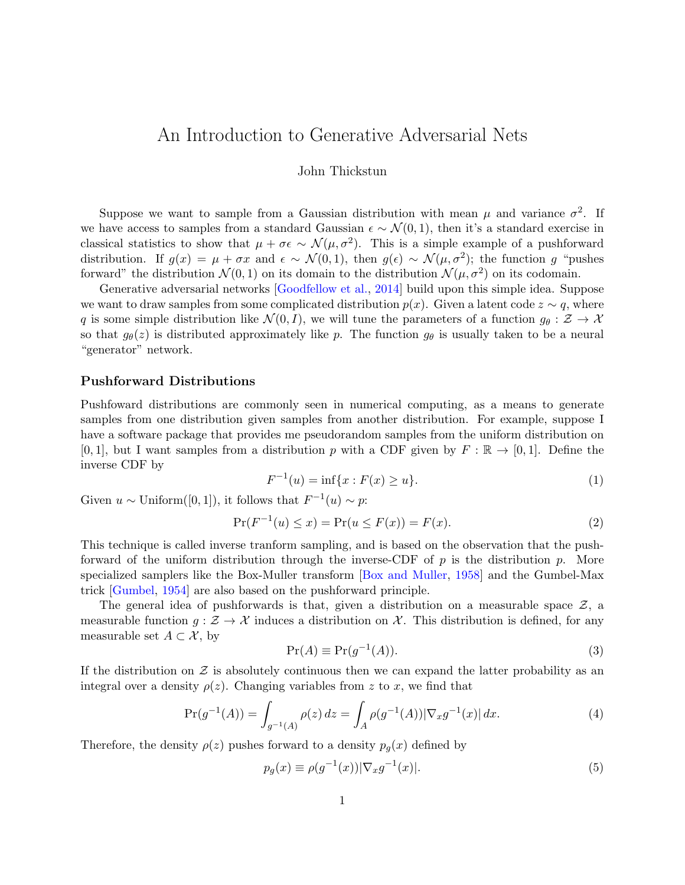# An Introduction to Generative Adversarial Nets

John Thickstun

Suppose we want to sample from a Gaussian distribution with mean $\mu$ and variance $\sigma^2$. If we have access to samples from a standard Gaussian $\epsilon \sim \mathcal{N}(0,1)$, then it's a standard exercise in classical statistics to show that $\mu + \sigma\epsilon \sim \mathcal{N}(\mu, \sigma^2)$. This is a simple example of a pushforward distribution. If $g(x) = \mu + \sigma x$ and $\epsilon \sim \mathcal{N}(0,1)$, then $g(\epsilon) \sim \mathcal{N}(\mu, \sigma^2)$; the function $g$ "pushes forward" the distribution $\mathcal{N}(0,1)$ on its domain to the distribution $\mathcal{N}(\mu, \sigma^2)$ on its codomain.

Generative adversarial networks [Goodfellow et al., 2014] build upon this simple idea. Suppose we want to draw samples from some complicated distribution $p(x)$. Given a latent code $z \sim q$, where $q$ is some simple distribution like $\mathcal{N}(0, I)$, we will tune the parameters of a function $g_\theta : \mathcal{Z} \to \mathcal{X}$ so that $g_\theta(z)$ is distributed approximately like $p$. The function $g_\theta$ is usually taken to be a neural "generator" network.

### Pushforward Distributions

Pushfoward distributions are commonly seen in numerical computing, as a means to generate samples from one distribution given samples from another distribution. For example, suppose I have a software package that provides me pseudorandom samples from the uniform distribution on $[0,1]$, but I want samples from a distribution $p$ with a CDF given by $F : \mathbb{R} \to [0,1]$. Define the inverse CDF by

$$F^{-1}(u) = \inf\{x : F(x) \geq u\}. \tag{1}$$

Given $u \sim \text{Uniform}([0,1])$, it follows that $F^{-1}(u) \sim p$:

$$\Pr(F^{-1}(u) \leq x) = \Pr(u \leq F(x)) = F(x). \tag{2}$$

This technique is called inverse tranform sampling, and is based on the observation that the pushforward of the uniform distribution through the inverse-CDF of $p$ is the distribution $p$. More specialized samplers like the Box-Muller transform [Box and Muller, 1958] and the Gumbel-Max trick [Gumbel, 1954] are also based on the pushforward principle.

The general idea of pushforwards is that, given a distribution on a measurable space $\mathcal{Z}$, a measurable function $g : \mathcal{Z} \to \mathcal{X}$ induces a distribution on $\mathcal{X}$. This distribution is defined, for any measurable set $A \subset \mathcal{X}$, by

$$\Pr(A) \equiv \Pr(g^{-1}(A)). \tag{3}$$

If the distribution on $\mathcal{Z}$ is absolutely continuous then we can expand the latter probability as an integral over a density $\rho(z)$. Changing variables from $z$ to $x$, we find that

$$\Pr(g^{-1}(A)) = \int_{g^{-1}(A)} \rho(z)\, dz = \int_A \rho(g^{-1}(A)) |\nabla_x g^{-1}(x)|\, dx. \tag{4}$$

Therefore, the density $\rho(z)$ pushes forward to a density $p_g(x)$ defined by

$$p_g(x) \equiv \rho(g^{-1}(x)) |\nabla_x g^{-1}(x)|. \tag{5}$$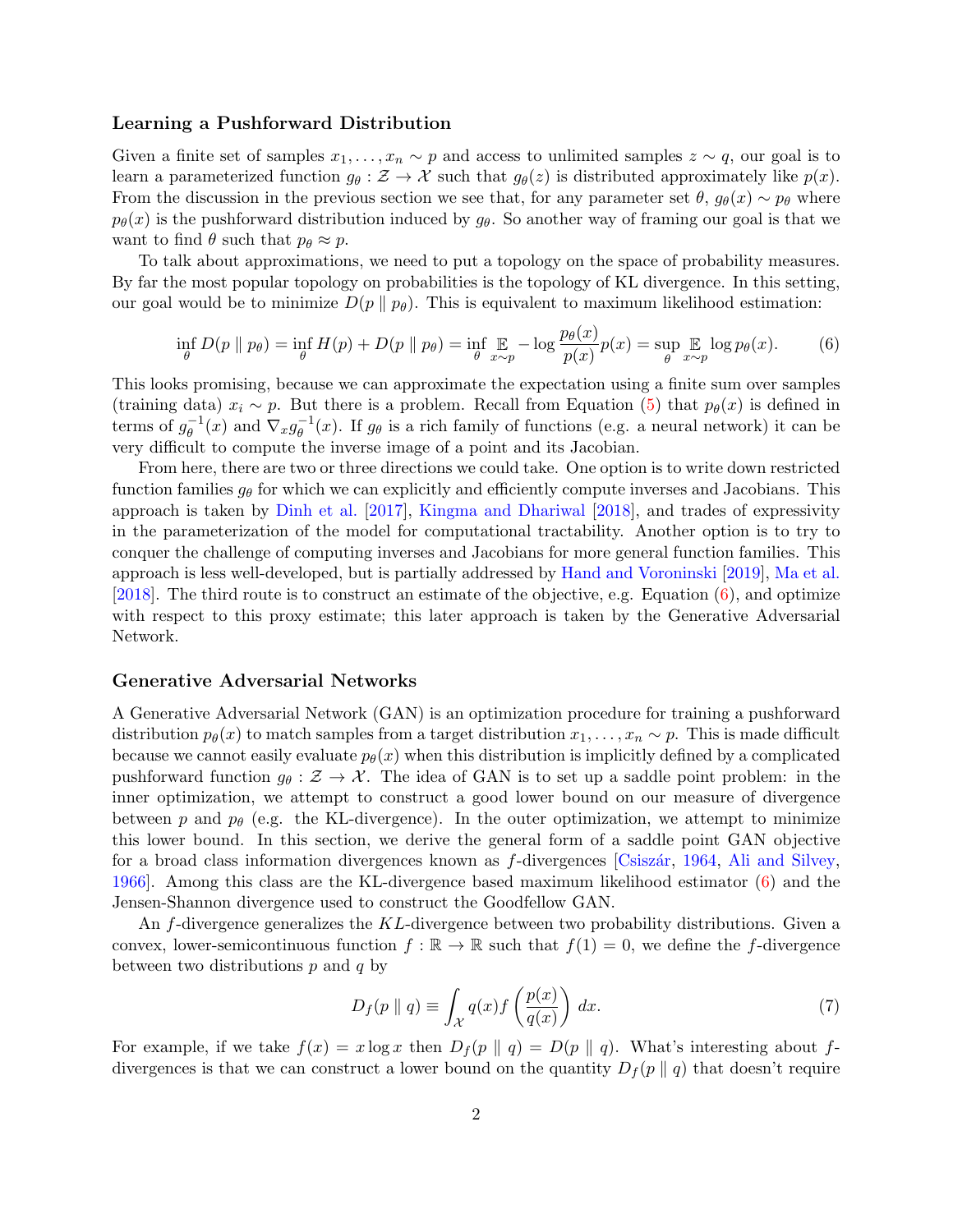### Learning a Pushforward Distribution

Given a finite set of samples $x_1, \ldots, x_n \sim p$ and access to unlimited samples $z \sim q$, our goal is to learn a parameterized function $g_\theta : \mathcal{Z} \to \mathcal{X}$ such that $g_\theta(z)$ is distributed approximately like $p(x)$. From the discussion in the previous section we see that, for any parameter set $\theta$, $g_\theta(x) \sim p_\theta$ where $p_\theta(x)$ is the pushforward distribution induced by $g_\theta$. So another way of framing our goal is that we want to find $\theta$ such that $p_\theta \approx p$.

To talk about approximations, we need to put a topology on the space of probability measures. By far the most popular topology on probabilities is the topology of KL divergence. In this setting, our goal would be to minimize $D(p \parallel p_\theta)$. This is equivalent to maximum likelihood estimation:

$$\inf_\theta D(p \parallel p_\theta) = \inf_\theta H(p) + D(p \parallel p_\theta) = \inf_\theta \mathop{\mathbb{E}}_{x \sim p} -\log \frac{p_\theta(x)}{p(x)} p(x) = \sup_\theta \mathop{\mathbb{E}}_{x \sim p} \log p_\theta(x). \tag{6}$$

This looks promising, because we can approximate the expectation using a finite sum over samples (training data) $x_i \sim p$. But there is a problem. Recall from Equation (5) that $p_\theta(x)$ is defined in terms of $g_\theta^{-1}(x)$ and $\nabla_x g_\theta^{-1}(x)$. If $g_\theta$ is a rich family of functions (e.g. a neural network) it can be very difficult to compute the inverse image of a point and its Jacobian.

From here, there are two or three directions we could take. One option is to write down restricted function families $g_\theta$ for which we can explicitly and efficiently compute inverses and Jacobians. This approach is taken by Dinh et al. [2017], Kingma and Dhariwal [2018], and trades of expressivity in the parameterization of the model for computational tractability. Another option is to try to conquer the challenge of computing inverses and Jacobians for more general function families. This approach is less well-developed, but is partially addressed by Hand and Voroninski [2019], Ma et al. [2018]. The third route is to construct an estimate of the objective, e.g. Equation (6), and optimize with respect to this proxy estimate; this later approach is taken by the Generative Adversarial Network.

### Generative Adversarial Networks

A Generative Adversarial Network (GAN) is an optimization procedure for training a pushforward distribution $p_\theta(x)$ to match samples from a target distribution $x_1, \ldots, x_n \sim p$. This is made difficult because we cannot easily evaluate $p_\theta(x)$ when this distribution is implicitly defined by a complicated pushforward function $g_\theta : \mathcal{Z} \to \mathcal{X}$. The idea of GAN is to set up a saddle point problem: in the inner optimization, we attempt to construct a good lower bound on our measure of divergence between $p$ and $p_\theta$ (e.g. the KL-divergence). In the outer optimization, we attempt to minimize this lower bound. In this section, we derive the general form of a saddle point GAN objective for a broad class information divergences known as $f$-divergences [Csiszár, 1964, Ali and Silvey, 1966]. Among this class are the KL-divergence based maximum likelihood estimator (6) and the Jensen-Shannon divergence used to construct the Goodfellow GAN.

An $f$-divergence generalizes the $KL$-divergence between two probability distributions. Given a convex, lower-semicontinuous function $f : \mathbb{R} \to \mathbb{R}$ such that $f(1) = 0$, we define the $f$-divergence between two distributions $p$ and $q$ by

$$D_f(p \parallel q) \equiv \int_{\mathcal{X}} q(x) f\left(\frac{p(x)}{q(x)}\right) \, dx. \tag{7}$$

For example, if we take $f(x) = x \log x$ then $D_f(p \parallel q) = D(p \parallel q)$. What's interesting about $f$-divergences is that we can construct a lower bound on the quantity $D_f(p \parallel q)$ that doesn't require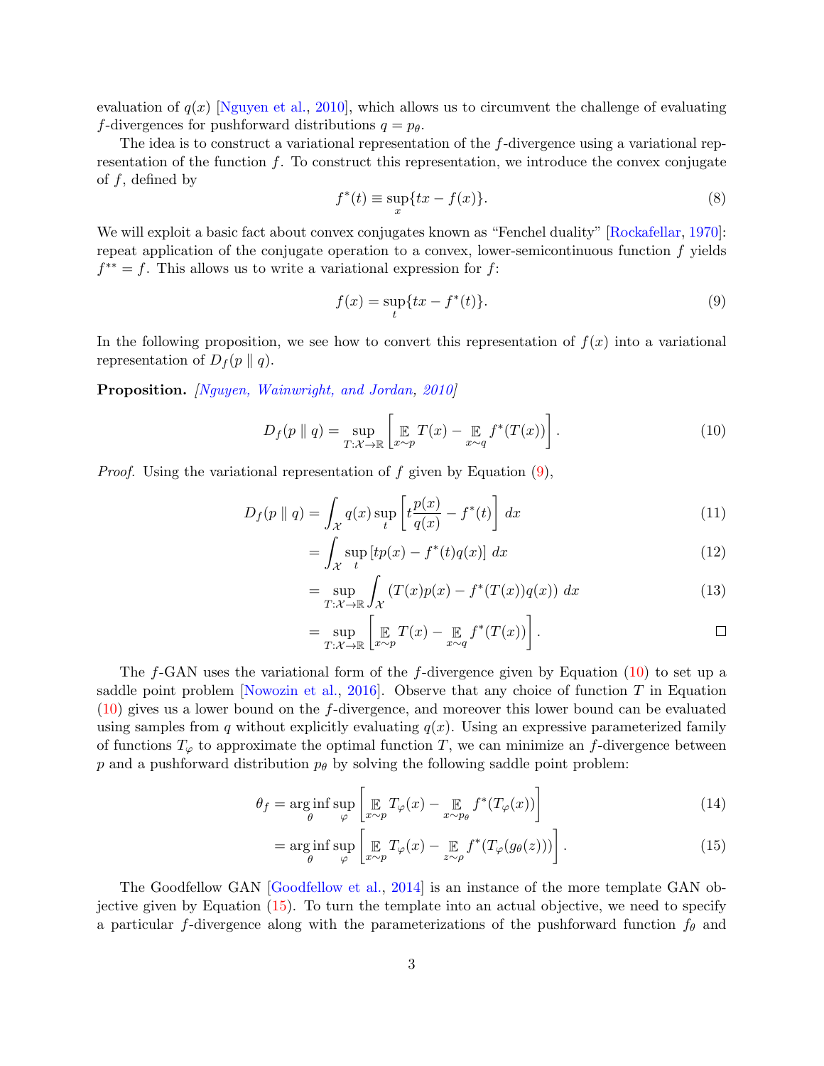evaluation of $q(x)$ [Nguyen et al., 2010], which allows us to circumvent the challenge of evaluating $f$-divergences for pushforward distributions $q = p_\theta$.

The idea is to construct a variational representation of the $f$-divergence using a variational representation of the function $f$. To construct this representation, we introduce the convex conjugate of $f$, defined by

$$f^*(t) \equiv \sup_x \{tx - f(x)\}. \tag{8}$$

We will exploit a basic fact about convex conjugates known as "Fenchel duality" [Rockafellar, 1970]: repeat application of the conjugate operation to a convex, lower-semicontinuous function $f$ yields $f^{**} = f$. This allows us to write a variational expression for $f$:

$$f(x) = \sup_t \{tx - f^*(t)\}. \tag{9}$$

In the following proposition, we see how to convert this representation of $f(x)$ into a variational representation of $D_f(p \parallel q)$.

**Proposition.** *[Nguyen, Wainwright, and Jordan, 2010]*

$$D_f(p \parallel q) = \sup_{T:\mathcal{X}\to\mathbb{R}} \left[ \mathop{\mathbb{E}}_{x\sim p} T(x) - \mathop{\mathbb{E}}_{x\sim q} f^*(T(x)) \right]. \tag{10}$$

*Proof.* Using the variational representation of $f$ given by Equation (9),

$$\begin{aligned}
D_f(p \parallel q) &= \int_{\mathcal{X}} q(x) \sup_t \left[ t\frac{p(x)}{q(x)} - f^*(t) \right] dx & (11)\\
&= \int_{\mathcal{X}} \sup_t \left[ tp(x) - f^*(t)q(x) \right] dx & (12)\\
&= \sup_{T:\mathcal{X}\to\mathbb{R}} \int_{\mathcal{X}} \left( T(x)p(x) - f^*(T(x))q(x) \right) dx & (13)\\
&= \sup_{T:\mathcal{X}\to\mathbb{R}} \left[ \mathop{\mathbb{E}}_{x\sim p} T(x) - \mathop{\mathbb{E}}_{x\sim q} f^*(T(x)) \right].
\end{aligned}$$

□

The $f$-GAN uses the variational form of the $f$-divergence given by Equation (10) to set up a saddle point problem [Nowozin et al., 2016]. Observe that any choice of function $T$ in Equation (10) gives us a lower bound on the $f$-divergence, and moreover this lower bound can be evaluated using samples from $q$ without explicitly evaluating $q(x)$. Using an expressive parameterized family of functions $T_\varphi$ to approximate the optimal function $T$, we can minimize an $f$-divergence between $p$ and a pushforward distribution $p_\theta$ by solving the following saddle point problem:

$$\begin{aligned}
\theta_f &= \arg\inf_\theta \sup_\varphi \left[ \mathop{\mathbb{E}}_{x\sim p} T_\varphi(x) - \mathop{\mathbb{E}}_{x\sim p_\theta} f^*(T_\varphi(x)) \right] & (14)\\
&= \arg\inf_\theta \sup_\varphi \left[ \mathop{\mathbb{E}}_{x\sim p} T_\varphi(x) - \mathop{\mathbb{E}}_{z\sim \rho} f^*(T_\varphi(g_\theta(z))) \right]. & (15)
\end{aligned}$$

The Goodfellow GAN [Goodfellow et al., 2014] is an instance of the more template GAN objective given by Equation (15). To turn the template into an actual objective, we need to specify a particular $f$-divergence along with the parameterizations of the pushforward function $f_\theta$ and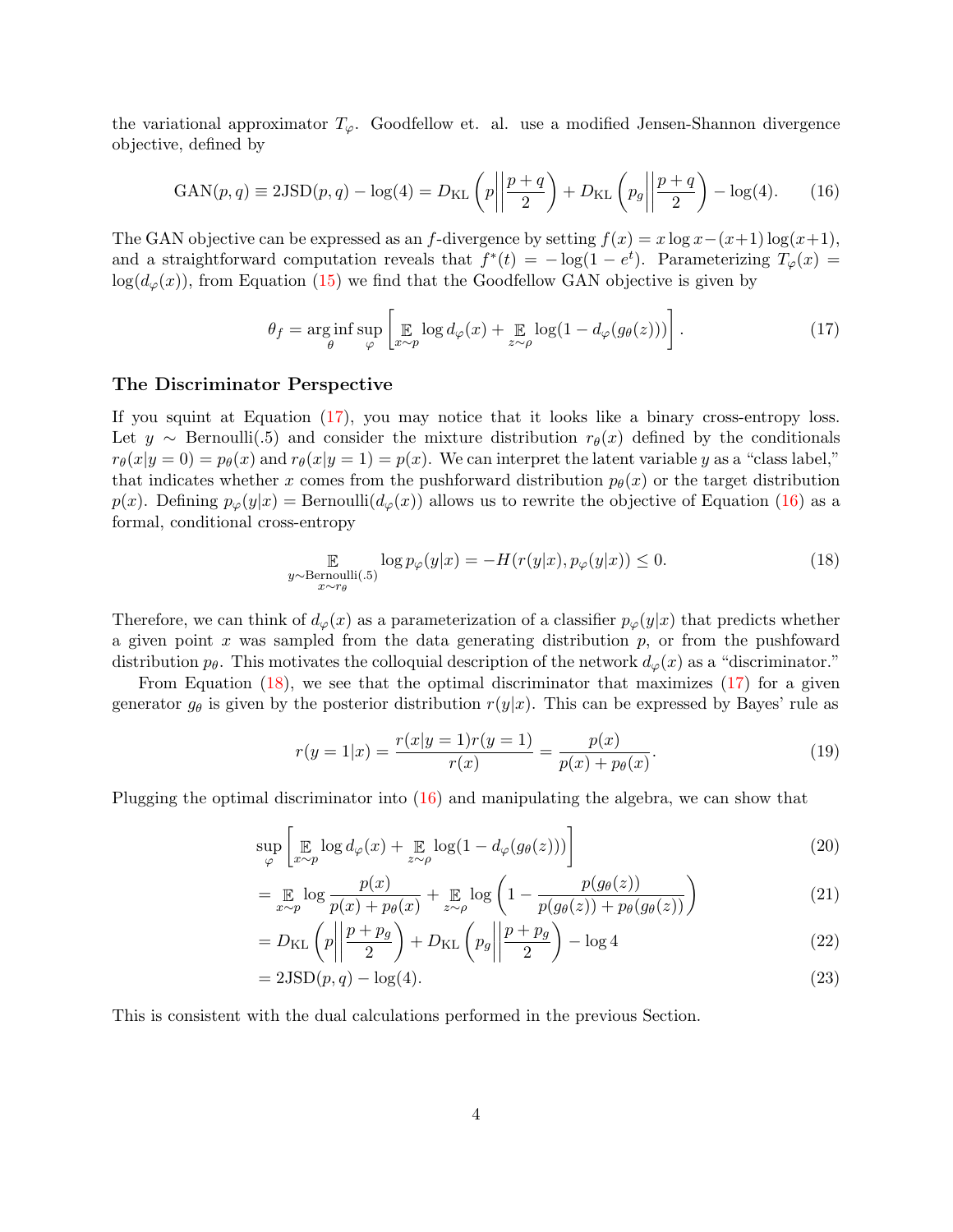the variational approximator $T_\varphi$. Goodfellow et. al. use a modified Jensen-Shannon divergence objective, defined by

$$\text{GAN}(p,q) \equiv 2\text{JSD}(p,q) - \log(4) = D_{\text{KL}}\left(p \middle\| \frac{p+q}{2}\right) + D_{\text{KL}}\left(p_g \middle\| \frac{p+q}{2}\right) - \log(4). \tag{16}$$

The GAN objective can be expressed as an $f$-divergence by setting $f(x) = x\log x - (x+1)\log(x+1)$, and a straightforward computation reveals that $f^*(t) = -\log(1-e^t)$. Parameterizing $T_\varphi(x) = \log(d_\varphi(x))$, from Equation (15) we find that the Goodfellow GAN objective is given by

$$\theta_f = \arg\inf_\theta \sup_\varphi \left[ \mathop{\mathbb{E}}_{x\sim p} \log d_\varphi(x) + \mathop{\mathbb{E}}_{z\sim\rho} \log(1 - d_\varphi(g_\theta(z))) \right]. \tag{17}$$

### The Discriminator Perspective

If you squint at Equation (17), you may notice that it looks like a binary cross-entropy loss. Let $y \sim \text{Bernoulli}(.5)$ and consider the mixture distribution $r_\theta(x)$ defined by the conditionals $r_\theta(x|y=0) = p_\theta(x)$ and $r_\theta(x|y=1) = p(x)$. We can interpret the latent variable $y$ as a "class label," that indicates whether $x$ comes from the pushforward distribution $p_\theta(x)$ or the target distribution $p(x)$. Defining $p_\varphi(y|x) = \text{Bernoulli}(d_\varphi(x))$ allows us to rewrite the objective of Equation (16) as a formal, conditional cross-entropy

$$\mathop{\mathbb{E}}_{\substack{y\sim\text{Bernoulli}(.5)\\ x\sim r_\theta}} \log p_\varphi(y|x) = -H(r(y|x), p_\varphi(y|x)) \le 0. \tag{18}$$

Therefore, we can think of $d_\varphi(x)$ as a parameterization of a classifier $p_\varphi(y|x)$ that predicts whether a given point $x$ was sampled from the data generating distribution $p$, or from the pushfoward distribution $p_\theta$. This motivates the colloquial description of the network $d_\varphi(x)$ as a "discriminator."

From Equation (18), we see that the optimal discriminator that maximizes (17) for a given generator $g_\theta$ is given by the posterior distribution $r(y|x)$. This can be expressed by Bayes' rule as

$$r(y=1|x) = \frac{r(x|y=1)r(y=1)}{r(x)} = \frac{p(x)}{p(x)+p_\theta(x)}. \tag{19}$$

Plugging the optimal discriminator into (16) and manipulating the algebra, we can show that

$$\sup_\varphi \left[ \mathop{\mathbb{E}}_{x\sim p} \log d_\varphi(x) + \mathop{\mathbb{E}}_{z\sim\rho} \log(1 - d_\varphi(g_\theta(z))) \right] \tag{20}$$

$$= \mathop{\mathbb{E}}_{x\sim p} \log \frac{p(x)}{p(x)+p_\theta(x)} + \mathop{\mathbb{E}}_{z\sim\rho} \log\left(1 - \frac{p(g_\theta(z))}{p(g_\theta(z)) + p_\theta(g_\theta(z))}\right) \tag{21}$$

$$= D_{\text{KL}}\left(p \middle\| \frac{p+p_g}{2}\right) + D_{\text{KL}}\left(p_g \middle\| \frac{p+p_g}{2}\right) - \log 4 \tag{22}$$

$$= 2\text{JSD}(p,q) - \log(4). \tag{23}$$

This is consistent with the dual calculations performed in the previous Section.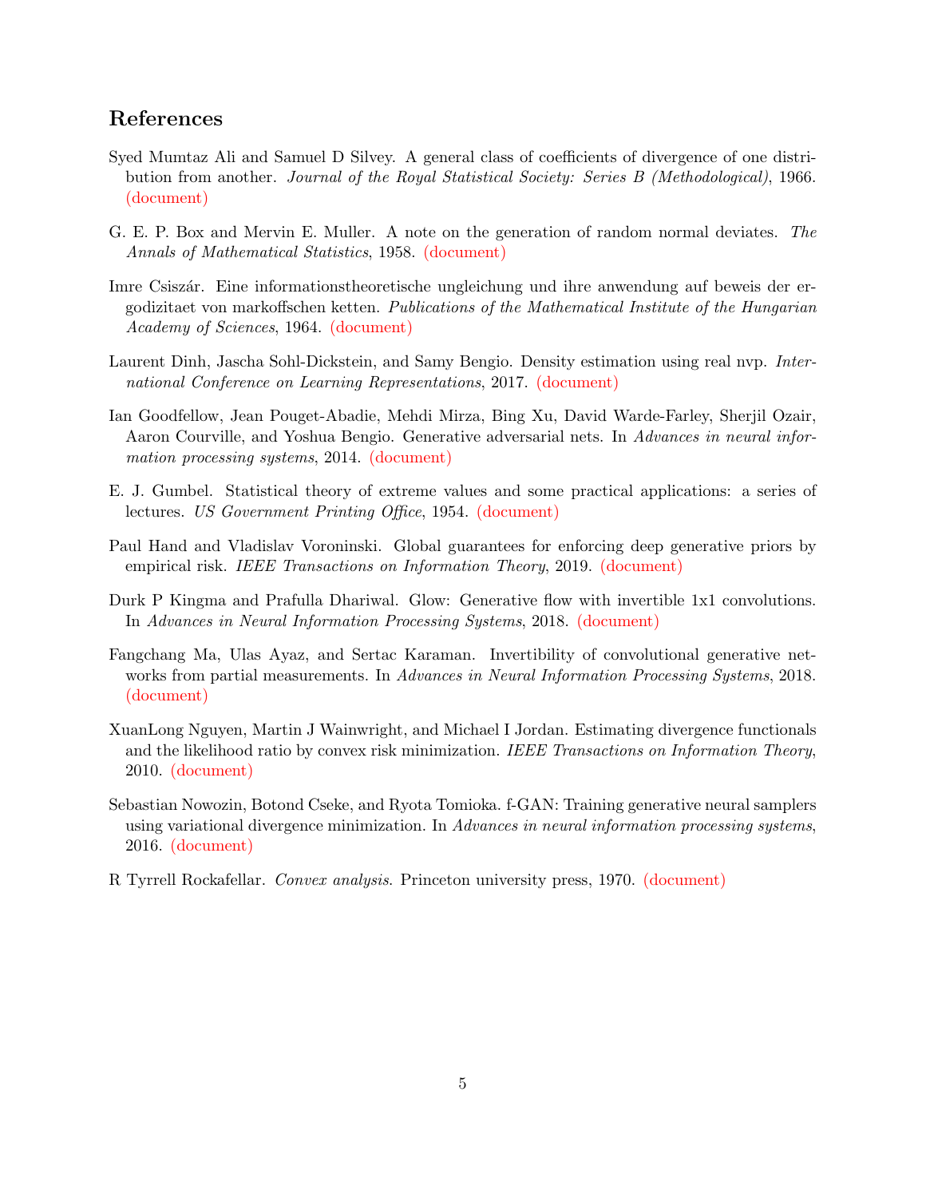## References

Syed Mumtaz Ali and Samuel D Silvey. A general class of coefficients of divergence of one distribution from another. *Journal of the Royal Statistical Society: Series B (Methodological)*, 1966. (document)

G. E. P. Box and Mervin E. Muller. A note on the generation of random normal deviates. *The Annals of Mathematical Statistics*, 1958. (document)

Imre Csiszár. Eine informationstheoretische ungleichung und ihre anwendung auf beweis der ergodizitaet von markoffschen ketten. *Publications of the Mathematical Institute of the Hungarian Academy of Sciences*, 1964. (document)

Laurent Dinh, Jascha Sohl-Dickstein, and Samy Bengio. Density estimation using real nvp. *International Conference on Learning Representations*, 2017. (document)

Ian Goodfellow, Jean Pouget-Abadie, Mehdi Mirza, Bing Xu, David Warde-Farley, Sherjil Ozair, Aaron Courville, and Yoshua Bengio. Generative adversarial nets. In *Advances in neural information processing systems*, 2014. (document)

E. J. Gumbel. Statistical theory of extreme values and some practical applications: a series of lectures. *US Government Printing Office*, 1954. (document)

Paul Hand and Vladislav Voroninski. Global guarantees for enforcing deep generative priors by empirical risk. *IEEE Transactions on Information Theory*, 2019. (document)

Durk P Kingma and Prafulla Dhariwal. Glow: Generative flow with invertible 1x1 convolutions. In *Advances in Neural Information Processing Systems*, 2018. (document)

Fangchang Ma, Ulas Ayaz, and Sertac Karaman. Invertibility of convolutional generative networks from partial measurements. In *Advances in Neural Information Processing Systems*, 2018. (document)

XuanLong Nguyen, Martin J Wainwright, and Michael I Jordan. Estimating divergence functionals and the likelihood ratio by convex risk minimization. *IEEE Transactions on Information Theory*, 2010. (document)

Sebastian Nowozin, Botond Cseke, and Ryota Tomioka. f-GAN: Training generative neural samplers using variational divergence minimization. In *Advances in neural information processing systems*, 2016. (document)

R Tyrrell Rockafellar. *Convex analysis*. Princeton university press, 1970. (document)